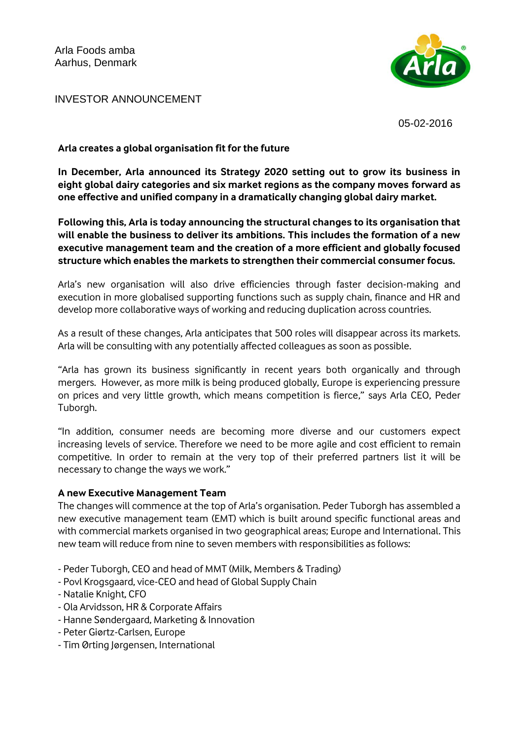Arla Foods amba
Aarhus, Denmark

INVESTOR ANNOUNCEMENT

05-02-2016

# Arla creates a global organisation fit for the future

**In December, Arla announced its Strategy 2020 setting out to grow its business in eight global dairy categories and six market regions as the company moves forward as one effective and unified company in a dramatically changing global dairy market.**

**Following this, Arla is today announcing the structural changes to its organisation that will enable the business to deliver its ambitions. This includes the formation of a new executive management team and the creation of a more efficient and globally focused structure which enables the markets to strengthen their commercial consumer focus.**

Arla's new organisation will also drive efficiencies through faster decision-making and execution in more globalised supporting functions such as supply chain, finance and HR and develop more collaborative ways of working and reducing duplication across countries.

As a result of these changes, Arla anticipates that 500 roles will disappear across its markets. Arla will be consulting with any potentially affected colleagues as soon as possible.

"Arla has grown its business significantly in recent years both organically and through mergers. However, as more milk is being produced globally, Europe is experiencing pressure on prices and very little growth, which means competition is fierce," says Arla CEO, Peder Tuborgh.

"In addition, consumer needs are becoming more diverse and our customers expect increasing levels of service. Therefore we need to be more agile and cost efficient to remain competitive. In order to remain at the very top of their preferred partners list it will be necessary to change the ways we work."

## A new Executive Management Team

The changes will commence at the top of Arla's organisation. Peder Tuborgh has assembled a new executive management team (EMT) which is built around specific functional areas and with commercial markets organised in two geographical areas; Europe and International. This new team will reduce from nine to seven members with responsibilities as follows:

- Peder Tuborgh, CEO and head of MMT (Milk, Members & Trading)
- Povl Krogsgaard, vice-CEO and head of Global Supply Chain
- Natalie Knight, CFO
- Ola Arvidsson, HR & Corporate Affairs
- Hanne Søndergaard, Marketing & Innovation
- Peter Giørtz-Carlsen, Europe
- Tim Ørting Jørgensen, International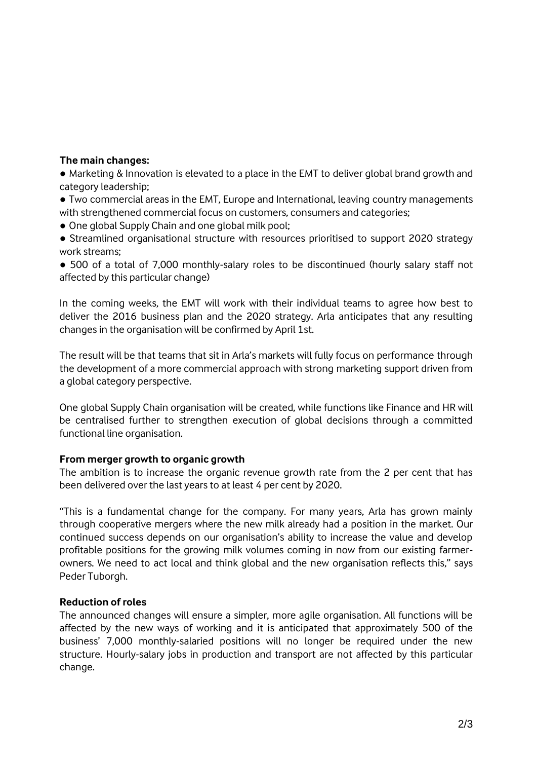**The main changes:**

- Marketing & Innovation is elevated to a place in the EMT to deliver global brand growth and category leadership;
- Two commercial areas in the EMT, Europe and International, leaving country managements with strengthened commercial focus on customers, consumers and categories;
- One global Supply Chain and one global milk pool;
- Streamlined organisational structure with resources prioritised to support 2020 strategy work streams;
- 500 of a total of 7,000 monthly-salary roles to be discontinued (hourly salary staff not affected by this particular change)

In the coming weeks, the EMT will work with their individual teams to agree how best to deliver the 2016 business plan and the 2020 strategy. Arla anticipates that any resulting changes in the organisation will be confirmed by April 1st.

The result will be that teams that sit in Arla's markets will fully focus on performance through the development of a more commercial approach with strong marketing support driven from a global category perspective.

One global Supply Chain organisation will be created, while functions like Finance and HR will be centralised further to strengthen execution of global decisions through a committed functional line organisation.

**From merger growth to organic growth**

The ambition is to increase the organic revenue growth rate from the 2 per cent that has been delivered over the last years to at least 4 per cent by 2020.

"This is a fundamental change for the company. For many years, Arla has grown mainly through cooperative mergers where the new milk already had a position in the market. Our continued success depends on our organisation's ability to increase the value and develop profitable positions for the growing milk volumes coming in now from our existing farmer-owners. We need to act local and think global and the new organisation reflects this," says Peder Tuborgh.

**Reduction of roles**

The announced changes will ensure a simpler, more agile organisation. All functions will be affected by the new ways of working and it is anticipated that approximately 500 of the business' 7,000 monthly-salaried positions will no longer be required under the new structure. Hourly-salary jobs in production and transport are not affected by this particular change.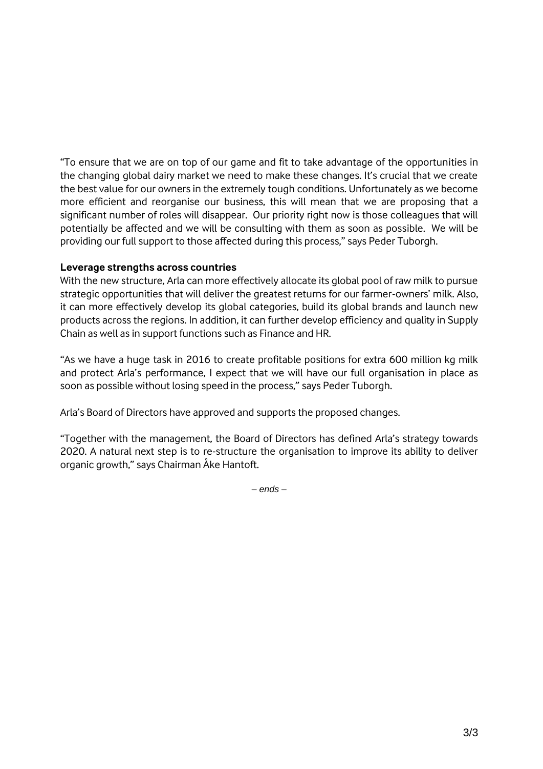"To ensure that we are on top of our game and fit to take advantage of the opportunities in the changing global dairy market we need to make these changes. It's crucial that we create the best value for our owners in the extremely tough conditions. Unfortunately as we become more efficient and reorganise our business, this will mean that we are proposing that a significant number of roles will disappear. Our priority right now is those colleagues that will potentially be affected and we will be consulting with them as soon as possible. We will be providing our full support to those affected during this process," says Peder Tuborgh.

**Leverage strengths across countries**

With the new structure, Arla can more effectively allocate its global pool of raw milk to pursue strategic opportunities that will deliver the greatest returns for our farmer-owners' milk. Also, it can more effectively develop its global categories, build its global brands and launch new products across the regions. In addition, it can further develop efficiency and quality in Supply Chain as well as in support functions such as Finance and HR.

"As we have a huge task in 2016 to create profitable positions for extra 600 million kg milk and protect Arla's performance, I expect that we will have our full organisation in place as soon as possible without losing speed in the process," says Peder Tuborgh.

Arla's Board of Directors have approved and supports the proposed changes.

"Together with the management, the Board of Directors has defined Arla's strategy towards 2020. A natural next step is to re-structure the organisation to improve its ability to deliver organic growth," says Chairman Åke Hantoft.

*– ends –*